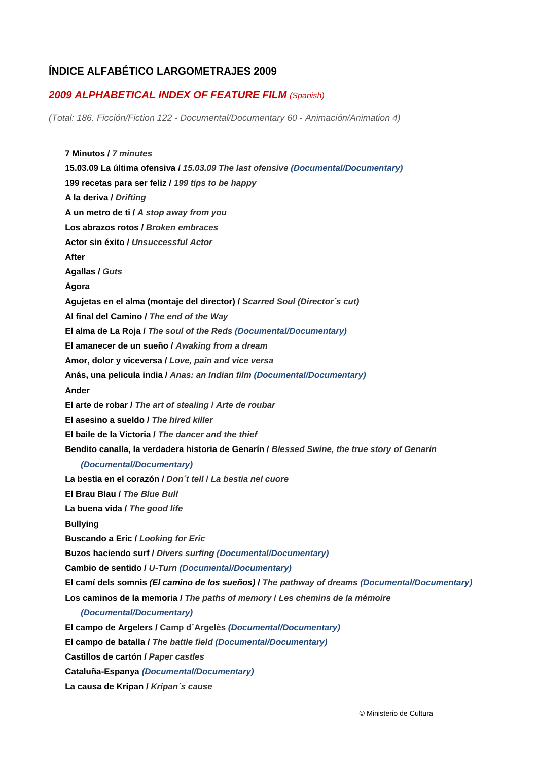## ÍNDICE ALFABÉTICO LARGOMETRAJES 2009

### *2009 ALPHABETICAL INDEX OF FEATURE FILM (Spanish)*

*(Total: 186. Ficción/Fiction 122 - Documental/Documentary 60 - Animación/Animation 4)*

**7 Minutos /** ***7 minutes***

**15.03.09 La última ofensiva /** ***15.03.09 The last ofensive (Documental/Documentary)***

**199 recetas para ser feliz /** ***199 tips to be happy***

**A la deriva /** ***Drifting***

**A un metro de ti /** ***A stop away from you***

**Los abrazos rotos /** ***Broken embraces***

**Actor sin éxito /** ***Unsuccessful Actor***

**After**

**Agallas /** ***Guts***

**Ágora**

**Agujetas en el alma (montaje del director) /** ***Scarred Soul (Director´s cut)***

**Al final del Camino /** ***The end of the Way***

**El alma de La Roja /** ***The soul of the Reds (Documental/Documentary)***

**El amanecer de un sueño /** ***Awaking from a dream***

**Amor, dolor y viceversa /** ***Love, pain and vice versa***

**Anás, una pelicula india /** ***Anas: an Indian film (Documental/Documentary)***

**Ander**

**El arte de robar /** ***The art of stealing / Arte de roubar***

**El asesino a sueldo /** ***The hired killer***

**El baile de la Victoria /** ***The dancer and the thief***

**Bendito canalla, la verdadera historia de Genarín /** ***Blessed Swine, the true story of Genarin (Documental/Documentary)***

**La bestia en el corazón /** ***Don´t tell / La bestia nel cuore***

**El Brau Blau /** ***The Blue Bull***

**La buena vida /** ***The good life***

**Bullying**

**Buscando a Eric /** ***Looking for Eric***

**Buzos haciendo surf /** ***Divers surfing (Documental/Documentary)***

**Cambio de sentido /** ***U-Turn (Documental/Documentary)***

**El camí dels somnis *(El camino de los sueños)* /** ***The pathway of dreams (Documental/Documentary)***

**Los caminos de la memoria /** ***The paths of memory / Les chemins de la mémoire (Documental/Documentary)***

**El campo de Argelers /** **Camp d´Argelès** ***(Documental/Documentary)***

**El campo de batalla /** ***The battle field (Documental/Documentary)***

**Castillos de cartón /** ***Paper castles***

**Cataluña-Espanya** ***(Documental/Documentary)***

**La causa de Kripan /** ***Kripan´s cause***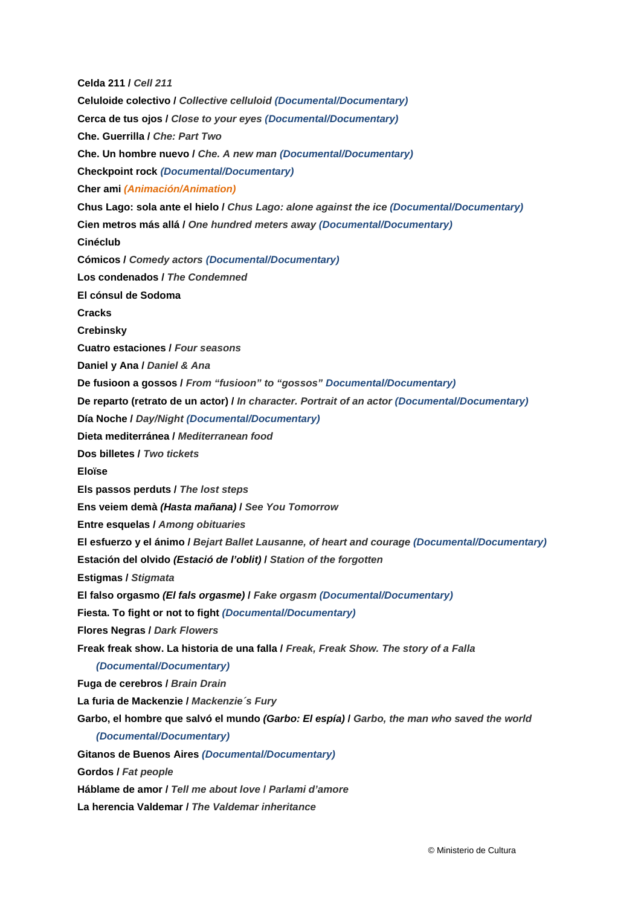**Celda 211** / *Cell 211*

**Celuloide colectivo** / *Collective celluloid* ***(Documental/Documentary)***

**Cerca de tus ojos** / *Close to your eyes* ***(Documental/Documentary)***

**Che. Guerrilla** / *Che: Part Two*

**Che. Un hombre nuevo** / *Che. A new man* ***(Documental/Documentary)***

**Checkpoint rock** ***(Documental/Documentary)***

**Cher ami** ***(Animación/Animation)***

**Chus Lago: sola ante el hielo** / *Chus Lago: alone against the ice* ***(Documental/Documentary)***

**Cien metros más allá** / *One hundred meters away* ***(Documental/Documentary)***

**Cinéclub**

**Cómicos** / *Comedy actors* ***(Documental/Documentary)***

**Los condenados** / *The Condemned*

**El cónsul de Sodoma**

**Cracks**

**Crebinsky**

**Cuatro estaciones** / *Four seasons*

**Daniel y Ana** / *Daniel & Ana*

**De fusioon a gossos** / *From "fusioon" to "gossos"* ***Documental/Documentary)***

**De reparto (retrato de un actor)** / *In character. Portrait of an actor* ***(Documental/Documentary)***

**Día Noche** / *Day/Night* ***(Documental/Documentary)***

**Dieta mediterránea** / *Mediterranean food*

**Dos billetes** / *Two tickets*

**Eloïse**

**Els passos perduts** / *The lost steps*

**Ens veiem demà** ***(Hasta mañana)*** / *See You Tomorrow*

**Entre esquelas** / *Among obituaries*

**El esfuerzo y el ánimo** / *Bejart Ballet Lausanne, of heart and courage* ***(Documental/Documentary)***

**Estación del olvido** ***(Estació de l'oblit)*** / *Station of the forgotten*

**Estigmas** / *Stigmata*

**El falso orgasmo** ***(El fals orgasme)*** / *Fake orgasm* ***(Documental/Documentary)***

**Fiesta. To fight or not to fight** ***(Documental/Documentary)***

**Flores Negras** / *Dark Flowers*

**Freak freak show. La historia de una falla** / *Freak, Freak Show. The story of a Falla* ***(Documental/Documentary)***

**Fuga de cerebros** / *Brain Drain*

**La furia de Mackenzie** / *Mackenzie´s Fury*

**Garbo, el hombre que salvó el mundo** ***(Garbo: El espía)*** / *Garbo, the man who saved the world* ***(Documental/Documentary)***

**Gitanos de Buenos Aires** ***(Documental/Documentary)***

**Gordos** / *Fat people*

**Háblame de amor** / *Tell me about love* / *Parlami d'amore*

**La herencia Valdemar** / *The Valdemar inheritance*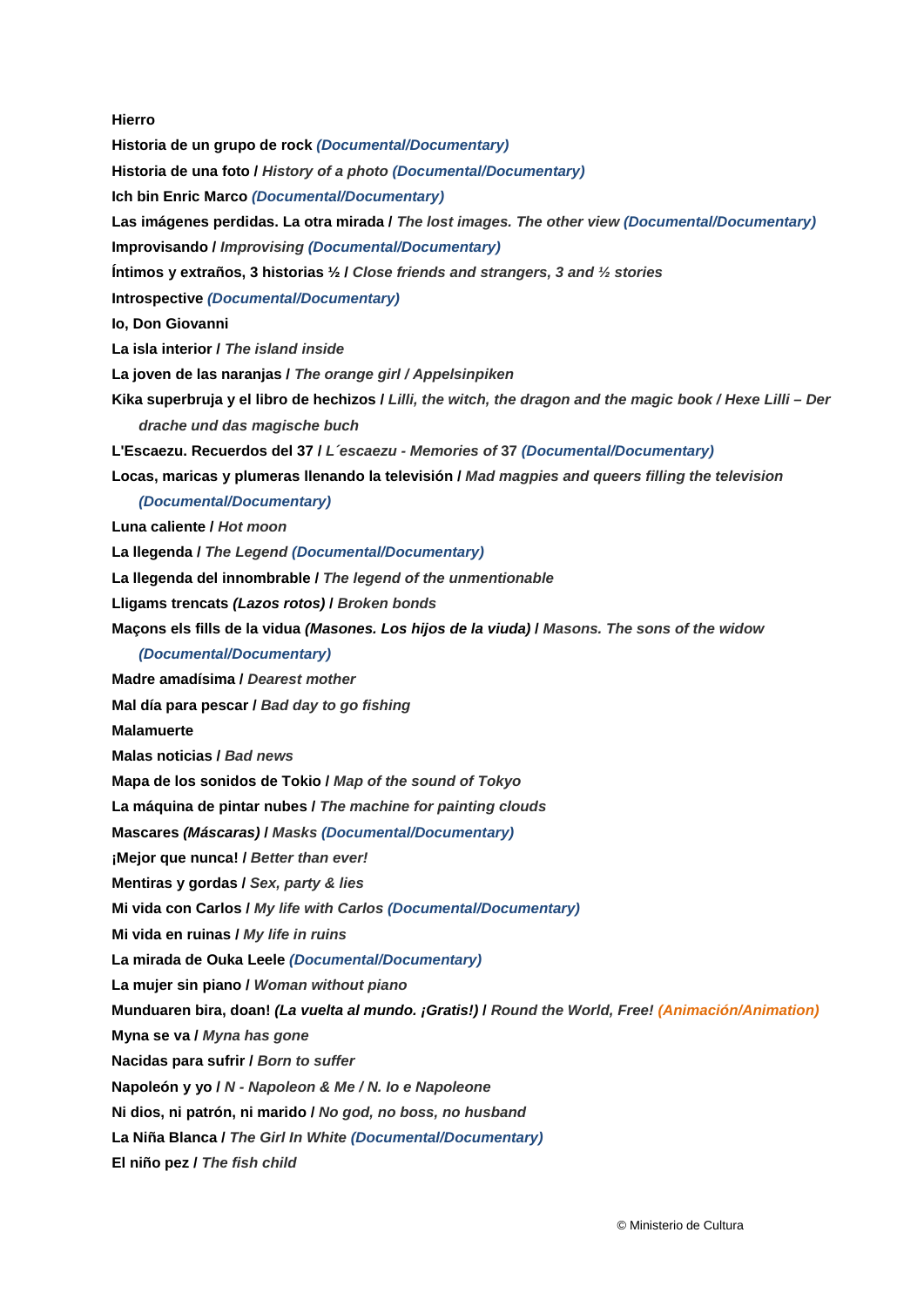**Hierro**

**Historia de un grupo de rock** ***(Documental/Documentary)***

**Historia de una foto /** *History of a photo* ***(Documental/Documentary)***

**Ich bin Enric Marco** ***(Documental/Documentary)***

**Las imágenes perdidas. La otra mirada /** *The lost images. The other view* ***(Documental/Documentary)***

**Improvisando /** *Improvising* ***(Documental/Documentary)***

**Íntimos y extraños, 3 historias ½ /** *Close friends and strangers, 3 and ½ stories*

**Introspective** ***(Documental/Documentary)***

**Io, Don Giovanni**

**La isla interior /** *The island inside*

**La joven de las naranjas /** *The orange girl / Appelsinpiken*

**Kika superbruja y el libro de hechizos /** *Lilli, the witch, the dragon and the magic book / Hexe Lilli – Der drache und das magische buch*

**L'Escaezu. Recuerdos del 37 /** *L´escaezu - Memories of 37* ***(Documental/Documentary)***

**Locas, maricas y plumeras llenando la televisión /** *Mad magpies and queers filling the television* ***(Documental/Documentary)***

**Luna caliente /** *Hot moon*

**La llegenda /** *The Legend* ***(Documental/Documentary)***

**La llegenda del innombrable /** *The legend of the unmentionable*

**Lligams trencats** ***(Lazos rotos)*** **/** *Broken bonds*

**Maçons els fills de la vidua** ***(Masones. Los hijos de la viuda)*** **/** *Masons. The sons of the widow* ***(Documental/Documentary)***

**Madre amadísima /** *Dearest mother*

**Mal día para pescar /** *Bad day to go fishing*

**Malamuerte**

**Malas noticias /** *Bad news*

**Mapa de los sonidos de Tokio /** *Map of the sound of Tokyo*

**La máquina de pintar nubes /** *The machine for painting clouds*

**Mascares** ***(Máscaras)*** **/** *Masks* ***(Documental/Documentary)***

**¡Mejor que nunca! /** *Better than ever!*

**Mentiras y gordas /** *Sex, party & lies*

**Mi vida con Carlos /** *My life with Carlos* ***(Documental/Documentary)***

**Mi vida en ruinas /** *My life in ruins*

**La mirada de Ouka Leele** ***(Documental/Documentary)***

**La mujer sin piano /** *Woman without piano*

**Munduaren bira, doan!** ***(La vuelta al mundo. ¡Gratis!)*** **/** *Round the World, Free!* ***(Animación/Animation)***

**Myna se va /** *Myna has gone*

**Nacidas para sufrir /** *Born to suffer*

**Napoleón y yo /** *N - Napoleon & Me / N. Io e Napoleone*

**Ni dios, ni patrón, ni marido /** *No god, no boss, no husband*

**La Niña Blanca /** *The Girl In White* ***(Documental/Documentary)***

**El niño pez /** *The fish child*

© Ministerio de Cultura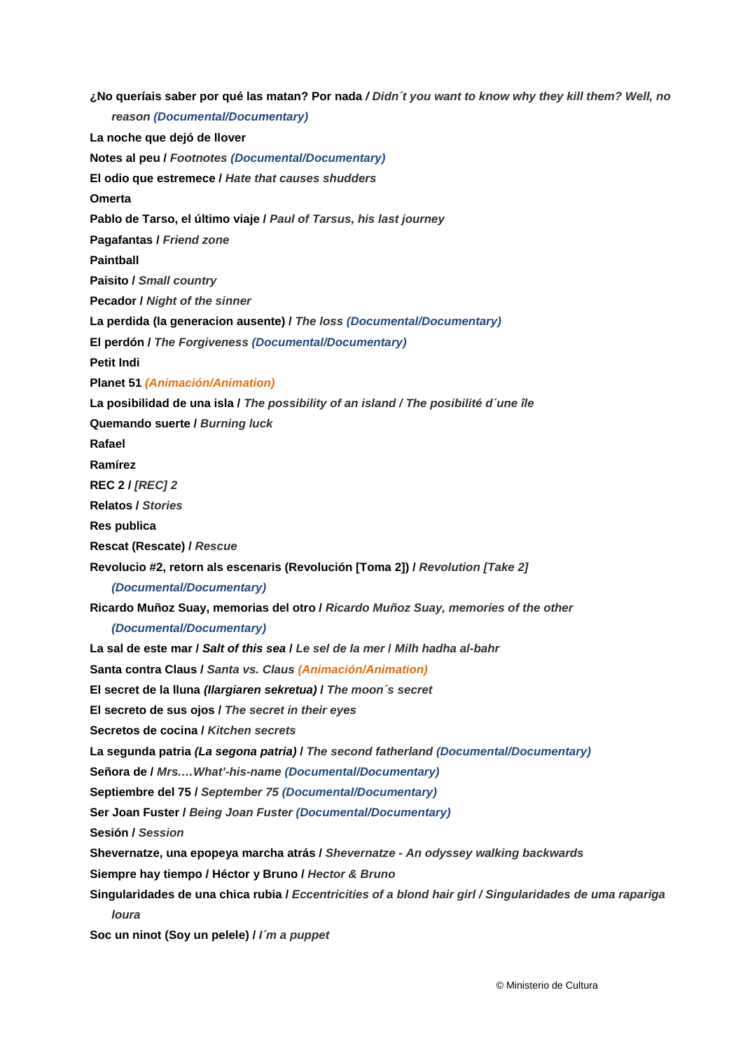**¿No queríais saber por qué las matan? Por nada /** ***Didn´t you want to know why they kill them? Well, no reason (Documental/Documentary)***

**La noche que dejó de llover**

**Notes al peu /** ***Footnotes (Documental/Documentary)***

**El odio que estremece /** ***Hate that causes shudders***

**Omerta**

**Pablo de Tarso, el último viaje /** ***Paul of Tarsus, his last journey***

**Pagafantas /** ***Friend zone***

**Paintball**

**Paisito /** ***Small country***

**Pecador /** ***Night of the sinner***

**La perdida (la generacion ausente) /** ***The loss (Documental/Documentary)***

**El perdón /** ***The Forgiveness (Documental/Documentary)***

**Petit Indi**

**Planet 51** ***(Animación/Animation)***

**La posibilidad de una isla /** ***The possibility of an island / The posibilité d´une île***

**Quemando suerte /** ***Burning luck***

**Rafael**

**Ramírez**

**REC 2 /** ***[REC] 2***

**Relatos /** ***Stories***

**Res publica**

**Rescat (Rescate) /** ***Rescue***

**Revolucio #2, retorn als escenaris (Revolución [Toma 2]) /** ***Revolution [Take 2] (Documental/Documentary)***

**Ricardo Muñoz Suay, memorias del otro /** ***Ricardo Muñoz Suay, memories of the other (Documental/Documentary)***

**La sal de este mar /** ***Salt of this sea / Le sel de la mer / Milh hadha al-bahr***

**Santa contra Claus /** ***Santa vs. Claus (Animación/Animation)***

**El secret de la lluna** ***(Ilargiaren sekretua)*** **/** ***The moon´s secret***

**El secreto de sus ojos /** ***The secret in their eyes***

**Secretos de cocina /** ***Kitchen secrets***

**La segunda patria** ***(La segona patria)*** **/** ***The second fatherland (Documental/Documentary)***

**Señora de /** ***Mrs.…What'-his-name (Documental/Documentary)***

**Septiembre del 75 /** ***September 75 (Documental/Documentary)***

**Ser Joan Fuster /** ***Being Joan Fuster (Documental/Documentary)***

**Sesión /** ***Session***

**Shevernatze, una epopeya marcha atrás /** ***Shevernatze - An odyssey walking backwards***

**Siempre hay tiempo / Héctor y Bruno /** ***Hector & Bruno***

**Singularidades de una chica rubia /** ***Eccentricities of a blond hair girl / Singularidades de uma rapariga loura***

**Soc un ninot (Soy un pelele) /** ***I´m a puppet***

© Ministerio de Cultura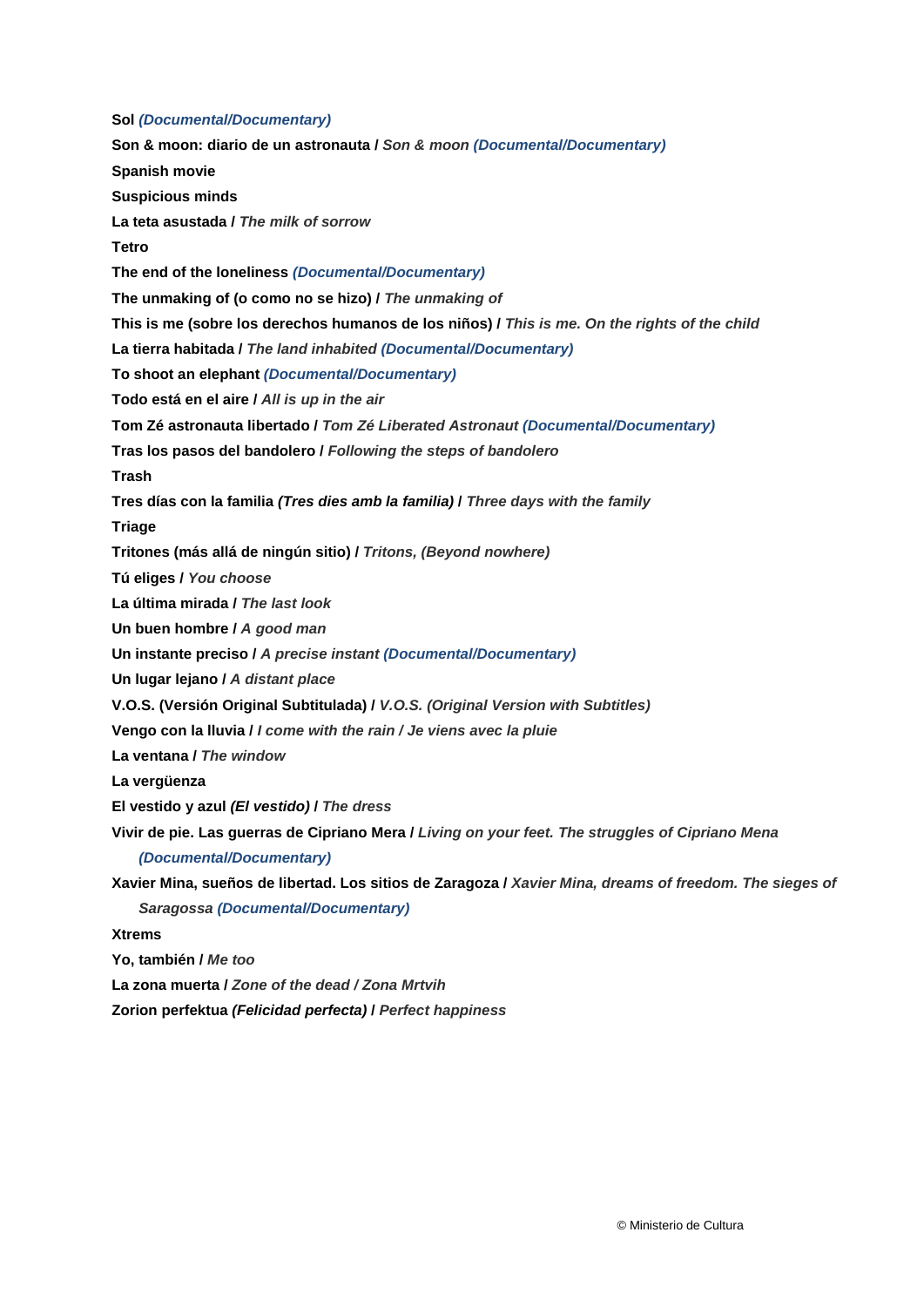**Sol** ***(Documental/Documentary)***

**Son & moon: diario de un astronauta /** *Son & moon* ***(Documental/Documentary)***

**Spanish movie**

**Suspicious minds**

**La teta asustada /** *The milk of sorrow*

**Tetro**

**The end of the loneliness** ***(Documental/Documentary)***

**The unmaking of (o como no se hizo) /** *The unmaking of*

**This is me (sobre los derechos humanos de los niños) /** *This is me. On the rights of the child*

**La tierra habitada /** *The land inhabited* ***(Documental/Documentary)***

**To shoot an elephant** ***(Documental/Documentary)***

**Todo está en el aire /** *All is up in the air*

**Tom Zé astronauta libertado /** *Tom Zé Liberated Astronaut* ***(Documental/Documentary)***

**Tras los pasos del bandolero /** *Following the steps of bandolero*

**Trash**

**Tres días con la familia** ***(Tres dies amb la familia)*** **/** *Three days with the family*

**Triage**

**Tritones (más allá de ningún sitio) /** *Tritons, (Beyond nowhere)*

**Tú eliges /** *You choose*

**La última mirada /** *The last look*

**Un buen hombre /** *A good man*

**Un instante preciso /** *A precise instant* ***(Documental/Documentary)***

**Un lugar lejano /** *A distant place*

**V.O.S. (Versión Original Subtitulada) /** *V.O.S. (Original Version with Subtitles)*

**Vengo con la lluvia /** *I come with the rain / Je viens avec la pluie*

**La ventana /** *The window*

**La vergüenza**

**El vestido y azul** ***(El vestido)*** **/** *The dress*

**Vivir de pie. Las guerras de Cipriano Mera /** *Living on your feet. The struggles of Cipriano Mena* ***(Documental/Documentary)***

**Xavier Mina, sueños de libertad. Los sitios de Zaragoza /** *Xavier Mina, dreams of freedom. The sieges of Saragossa* ***(Documental/Documentary)***

**Xtrems**

**Yo, también /** *Me too*

**La zona muerta /** *Zone of the dead / Zona Mrtvih*

**Zorion perfektua** ***(Felicidad perfecta)*** **/** *Perfect happiness*